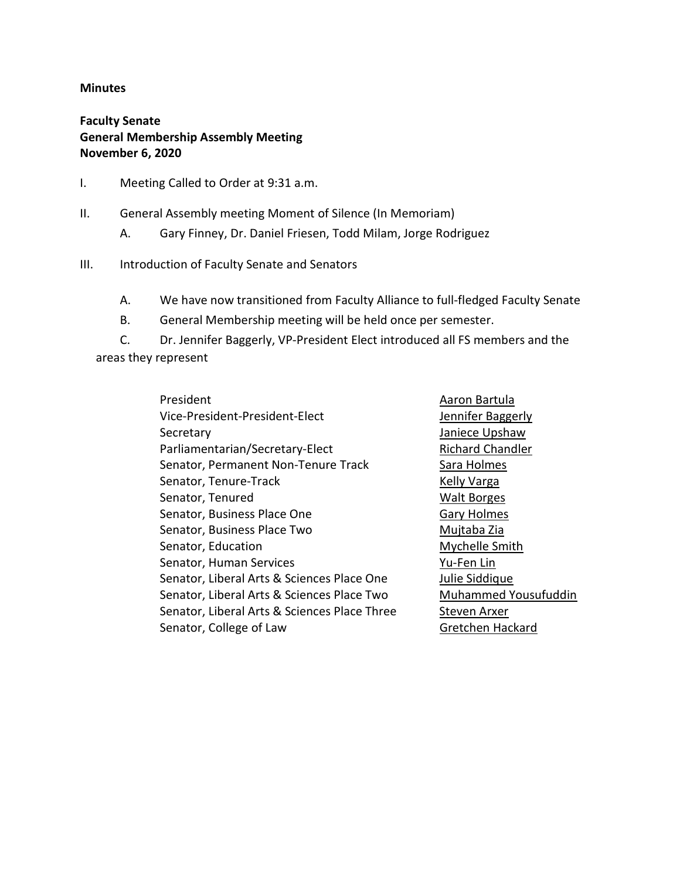**Minutes**

**Faculty Senate**
**General Membership Assembly Meeting**
**November 6, 2020**

I. Meeting Called to Order at 9:31 a.m.

II. General Assembly meeting Moment of Silence (In Memoriam)

   A. Gary Finney, Dr. Daniel Friesen, Todd Milam, Jorge Rodriguez

III. Introduction of Faculty Senate and Senators

   A. We have now transitioned from Faculty Alliance to full-fledged Faculty Senate

   B. General Membership meeting will be held once per semester.

   C. Dr. Jennifer Baggerly, VP-President Elect introduced all FS members and the areas they represent

| | |
|---|---|
| President | Aaron Bartula |
| Vice-President-President-Elect | Jennifer Baggerly |
| Secretary | Janiece Upshaw |
| Parliamentarian/Secretary-Elect | Richard Chandler |
| Senator, Permanent Non-Tenure Track | Sara Holmes |
| Senator, Tenure-Track | Kelly Varga |
| Senator, Tenured | Walt Borges |
| Senator, Business Place One | Gary Holmes |
| Senator, Business Place Two | Mujtaba Zia |
| Senator, Education | Mychelle Smith |
| Senator, Human Services | Yu-Fen Lin |
| Senator, Liberal Arts & Sciences Place One | Julie Siddique |
| Senator, Liberal Arts & Sciences Place Two | Muhammed Yousufuddin |
| Senator, Liberal Arts & Sciences Place Three | Steven Arxer |
| Senator, College of Law | Gretchen Hackard |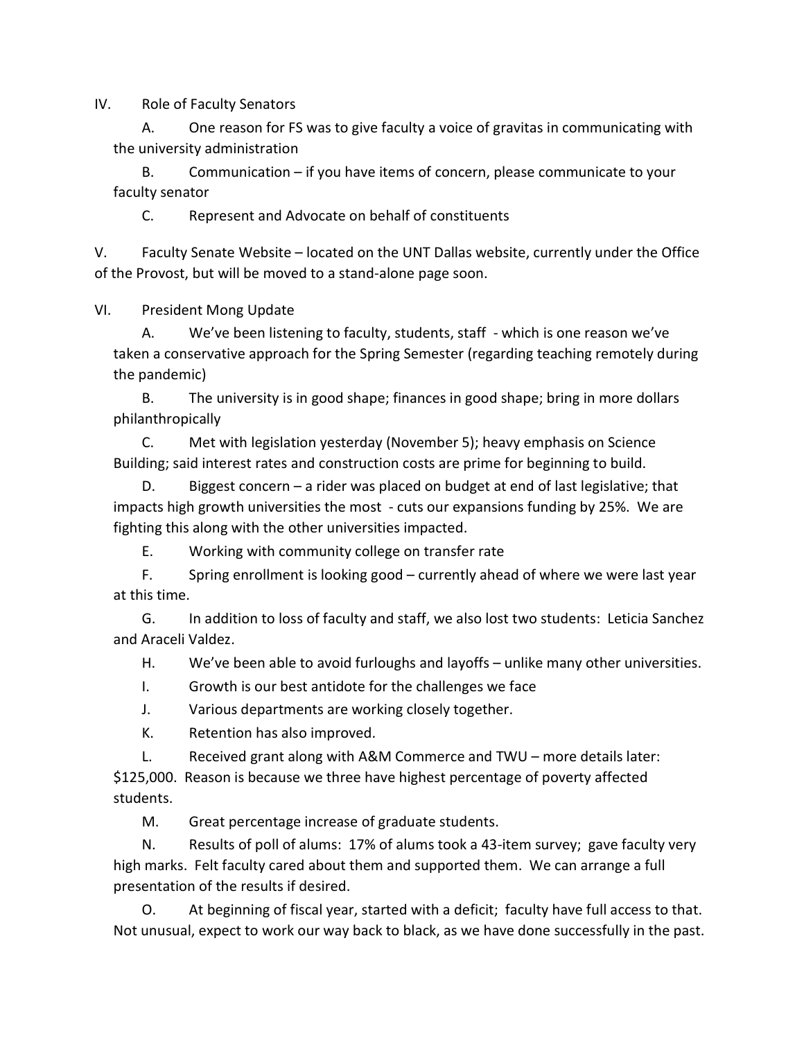IV. Role of Faculty Senators

A. One reason for FS was to give faculty a voice of gravitas in communicating with the university administration

B. Communication – if you have items of concern, please communicate to your faculty senator

C. Represent and Advocate on behalf of constituents

V. Faculty Senate Website – located on the UNT Dallas website, currently under the Office of the Provost, but will be moved to a stand-alone page soon.

VI. President Mong Update

A. We've been listening to faculty, students, staff - which is one reason we've taken a conservative approach for the Spring Semester (regarding teaching remotely during the pandemic)

B. The university is in good shape; finances in good shape; bring in more dollars philanthropically

C. Met with legislation yesterday (November 5); heavy emphasis on Science Building; said interest rates and construction costs are prime for beginning to build.

D. Biggest concern – a rider was placed on budget at end of last legislative; that impacts high growth universities the most - cuts our expansions funding by 25%. We are fighting this along with the other universities impacted.

E. Working with community college on transfer rate

F. Spring enrollment is looking good – currently ahead of where we were last year at this time.

G. In addition to loss of faculty and staff, we also lost two students: Leticia Sanchez and Araceli Valdez.

H. We've been able to avoid furloughs and layoffs – unlike many other universities.

I. Growth is our best antidote for the challenges we face

J. Various departments are working closely together.

K. Retention has also improved.

L. Received grant along with A&M Commerce and TWU – more details later: $125,000. Reason is because we three have highest percentage of poverty affected students.

M. Great percentage increase of graduate students.

N. Results of poll of alums: 17% of alums took a 43-item survey; gave faculty very high marks. Felt faculty cared about them and supported them. We can arrange a full presentation of the results if desired.

O. At beginning of fiscal year, started with a deficit; faculty have full access to that. Not unusual, expect to work our way back to black, as we have done successfully in the past.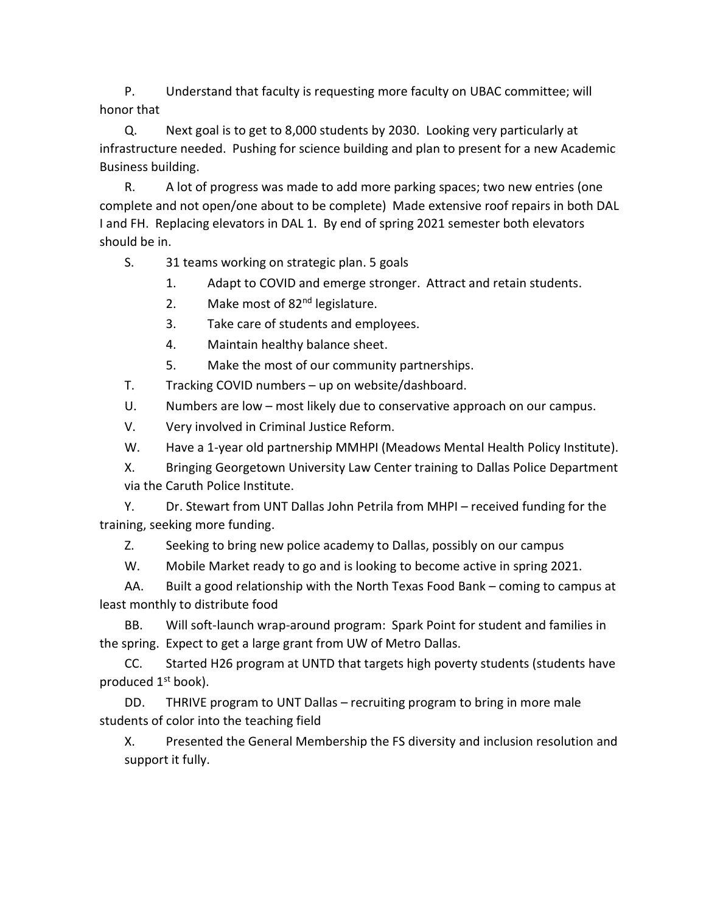P. Understand that faculty is requesting more faculty on UBAC committee; will honor that

Q. Next goal is to get to 8,000 students by 2030. Looking very particularly at infrastructure needed. Pushing for science building and plan to present for a new Academic Business building.

R. A lot of progress was made to add more parking spaces; two new entries (one complete and not open/one about to be complete) Made extensive roof repairs in both DAL I and FH. Replacing elevators in DAL 1. By end of spring 2021 semester both elevators should be in.

S. 31 teams working on strategic plan. 5 goals

1. Adapt to COVID and emerge stronger. Attract and retain students.
2. Make most of 82nd legislature.
3. Take care of students and employees.
4. Maintain healthy balance sheet.
5. Make the most of our community partnerships.

T. Tracking COVID numbers – up on website/dashboard.

U. Numbers are low – most likely due to conservative approach on our campus.

V. Very involved in Criminal Justice Reform.

W. Have a 1-year old partnership MMHPI (Meadows Mental Health Policy Institute).

X. Bringing Georgetown University Law Center training to Dallas Police Department via the Caruth Police Institute.

Y. Dr. Stewart from UNT Dallas John Petrila from MHPI – received funding for the training, seeking more funding.

Z. Seeking to bring new police academy to Dallas, possibly on our campus

W. Mobile Market ready to go and is looking to become active in spring 2021.

AA. Built a good relationship with the North Texas Food Bank – coming to campus at least monthly to distribute food

BB. Will soft-launch wrap-around program: Spark Point for student and families in the spring. Expect to get a large grant from UW of Metro Dallas.

CC. Started H26 program at UNTD that targets high poverty students (students have produced 1st book).

DD. THRIVE program to UNT Dallas – recruiting program to bring in more male students of color into the teaching field

X. Presented the General Membership the FS diversity and inclusion resolution and support it fully.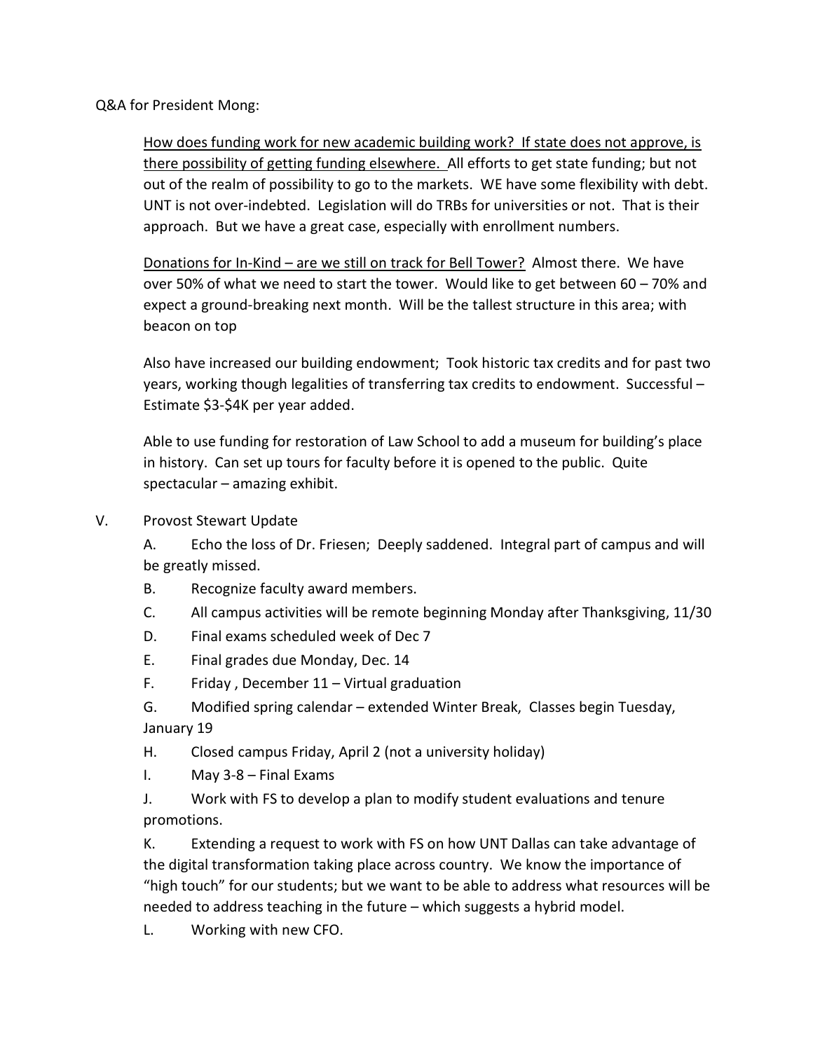Q&A for President Mong:

<u>How does funding work for new academic building work? If state does not approve, is there possibility of getting funding elsewhere.</u> All efforts to get state funding; but not out of the realm of possibility to go to the markets. WE have some flexibility with debt. UNT is not over-indebted. Legislation will do TRBs for universities or not. That is their approach. But we have a great case, especially with enrollment numbers.

<u>Donations for In-Kind – are we still on track for Bell Tower?</u> Almost there. We have over 50% of what we need to start the tower. Would like to get between 60 – 70% and expect a ground-breaking next month. Will be the tallest structure in this area; with beacon on top

Also have increased our building endowment; Took historic tax credits and for past two years, working though legalities of transferring tax credits to endowment. Successful – Estimate $3-$4K per year added.

Able to use funding for restoration of Law School to add a museum for building's place in history. Can set up tours for faculty before it is opened to the public. Quite spectacular – amazing exhibit.

V. Provost Stewart Update

A. Echo the loss of Dr. Friesen; Deeply saddened. Integral part of campus and will be greatly missed.

B. Recognize faculty award members.

C. All campus activities will be remote beginning Monday after Thanksgiving, 11/30

D. Final exams scheduled week of Dec 7

E. Final grades due Monday, Dec. 14

F. Friday , December 11 – Virtual graduation

G. Modified spring calendar – extended Winter Break, Classes begin Tuesday, January 19

H. Closed campus Friday, April 2 (not a university holiday)

I. May 3-8 – Final Exams

J. Work with FS to develop a plan to modify student evaluations and tenure promotions.

K. Extending a request to work with FS on how UNT Dallas can take advantage of the digital transformation taking place across country. We know the importance of "high touch" for our students; but we want to be able to address what resources will be needed to address teaching in the future – which suggests a hybrid model.

L. Working with new CFO.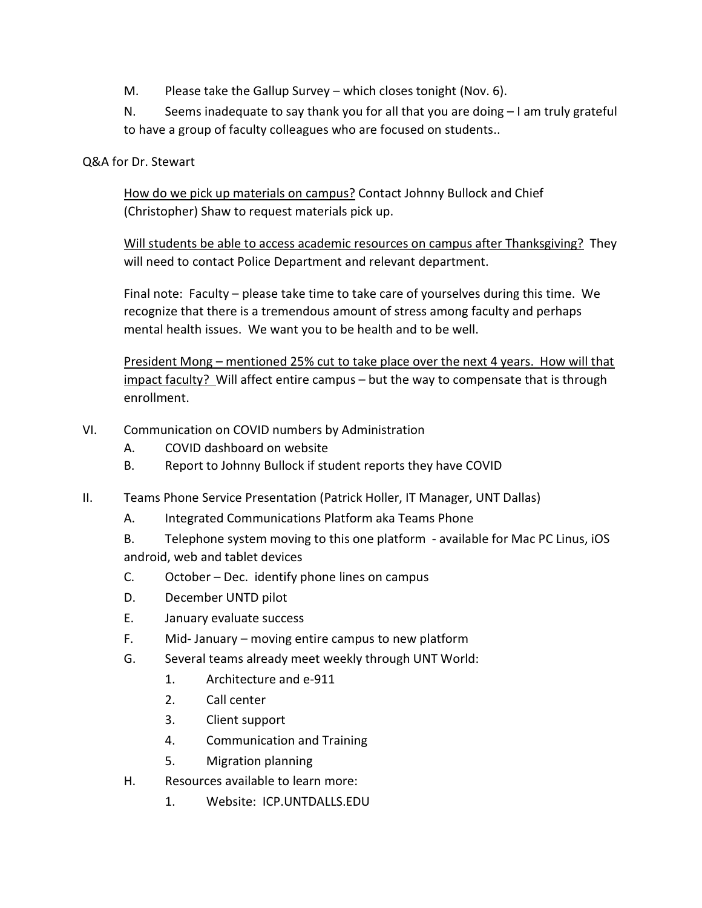M. Please take the Gallup Survey – which closes tonight (Nov. 6).

N. Seems inadequate to say thank you for all that you are doing – I am truly grateful to have a group of faculty colleagues who are focused on students..

Q&A for Dr. Stewart

<u>How do we pick up materials on campus?</u> Contact Johnny Bullock and Chief (Christopher) Shaw to request materials pick up.

<u>Will students be able to access academic resources on campus after Thanksgiving?</u> They will need to contact Police Department and relevant department.

Final note: Faculty – please take time to take care of yourselves during this time. We recognize that there is a tremendous amount of stress among faculty and perhaps mental health issues. We want you to be health and to be well.

<u>President Mong – mentioned 25% cut to take place over the next 4 years. How will that impact faculty?</u> Will affect entire campus – but the way to compensate that is through enrollment.

VI. Communication on COVID numbers by Administration
   - A. COVID dashboard on website
   - B. Report to Johnny Bullock if student reports they have COVID

II. Teams Phone Service Presentation (Patrick Holler, IT Manager, UNT Dallas)
   - A. Integrated Communications Platform aka Teams Phone
   - B. Telephone system moving to this one platform - available for Mac PC Linus, iOS android, web and tablet devices
   - C. October – Dec. identify phone lines on campus
   - D. December UNTD pilot
   - E. January evaluate success
   - F. Mid- January – moving entire campus to new platform
   - G. Several teams already meet weekly through UNT World:
     1. Architecture and e-911
     2. Call center
     3. Client support
     4. Communication and Training
     5. Migration planning
   - H. Resources available to learn more:
     1. Website: ICP.UNTDALLS.EDU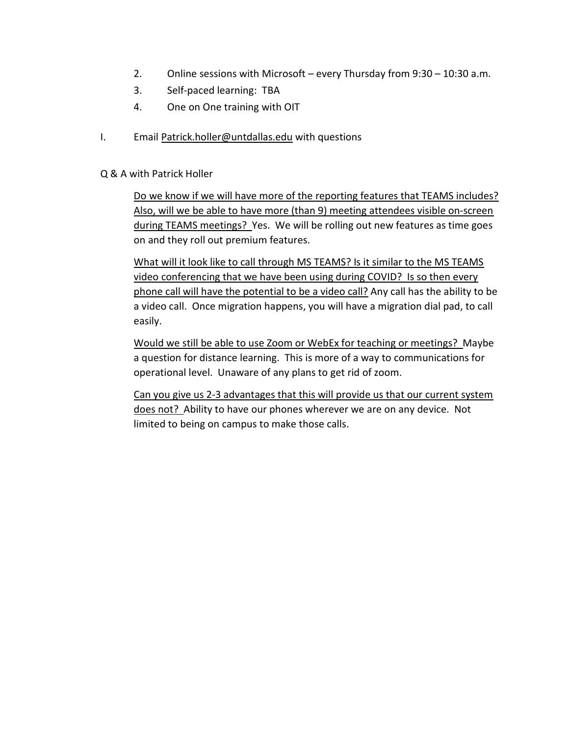2. Online sessions with Microsoft – every Thursday from 9:30 – 10:30 a.m.
3. Self-paced learning: TBA
4. One on One training with OIT

I. Email Patrick.holler@untdallas.edu with questions

Q & A with Patrick Holler

<u>Do we know if we will have more of the reporting features that TEAMS includes? Also, will we be able to have more (than 9) meeting attendees visible on-screen during TEAMS meetings?</u> Yes. We will be rolling out new features as time goes on and they roll out premium features.

<u>What will it look like to call through MS TEAMS? Is it similar to the MS TEAMS video conferencing that we have been using during COVID? Is so then every phone call will have the potential to be a video call?</u> Any call has the ability to be a video call. Once migration happens, you will have a migration dial pad, to call easily.

<u>Would we still be able to use Zoom or WebEx for teaching or meetings?</u> Maybe a question for distance learning. This is more of a way to communications for operational level. Unaware of any plans to get rid of zoom.

<u>Can you give us 2-3 advantages that this will provide us that our current system does not?</u> Ability to have our phones wherever we are on any device. Not limited to being on campus to make those calls.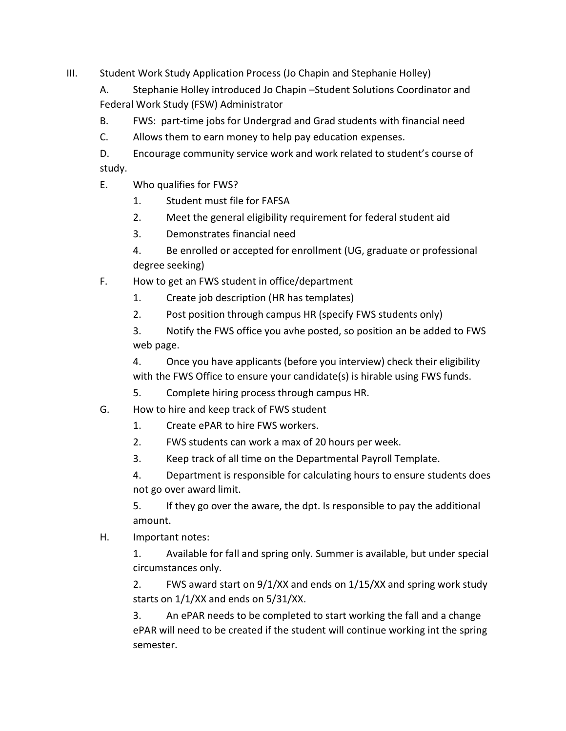III. Student Work Study Application Process (Jo Chapin and Stephanie Holley)

A. Stephanie Holley introduced Jo Chapin –Student Solutions Coordinator and Federal Work Study (FSW) Administrator

B. FWS: part-time jobs for Undergrad and Grad students with financial need

C. Allows them to earn money to help pay education expenses.

D. Encourage community service work and work related to student's course of study.

E. Who qualifies for FWS?

1. Student must file for FAFSA
2. Meet the general eligibility requirement for federal student aid
3. Demonstrates financial need
4. Be enrolled or accepted for enrollment (UG, graduate or professional degree seeking)

F. How to get an FWS student in office/department

1. Create job description (HR has templates)
2. Post position through campus HR (specify FWS students only)
3. Notify the FWS office you avhe posted, so position an be added to FWS web page.
4. Once you have applicants (before you interview) check their eligibility with the FWS Office to ensure your candidate(s) is hirable using FWS funds.
5. Complete hiring process through campus HR.

G. How to hire and keep track of FWS student

1. Create ePAR to hire FWS workers.
2. FWS students can work a max of 20 hours per week.
3. Keep track of all time on the Departmental Payroll Template.
4. Department is responsible for calculating hours to ensure students does not go over award limit.
5. If they go over the aware, the dpt. Is responsible to pay the additional amount.

H. Important notes:

1. Available for fall and spring only. Summer is available, but under special circumstances only.
2. FWS award start on 9/1/XX and ends on 1/15/XX and spring work study starts on 1/1/XX and ends on 5/31/XX.
3. An ePAR needs to be completed to start working the fall and a change ePAR will need to be created if the student will continue working int the spring semester.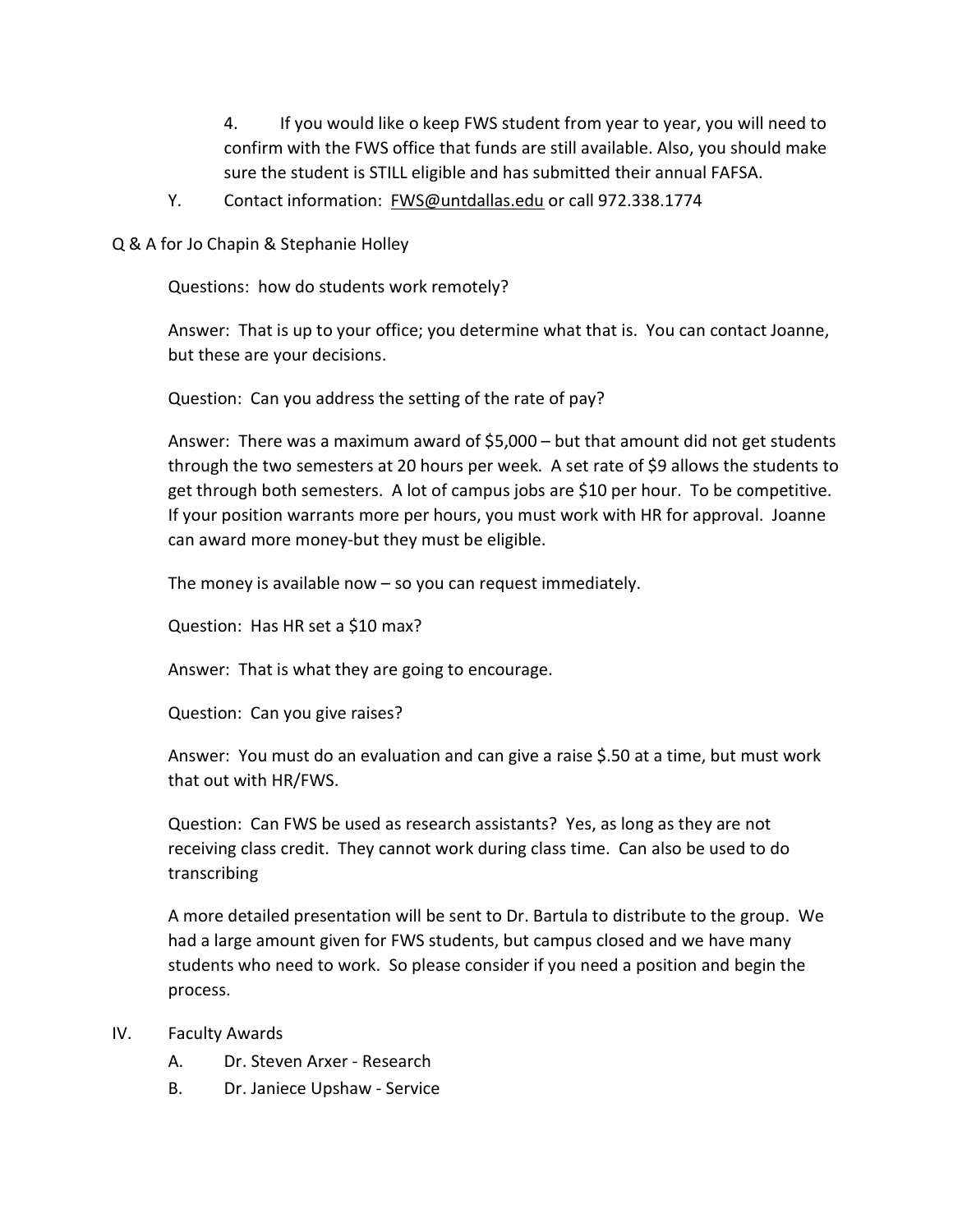4. If you would like o keep FWS student from year to year, you will need to confirm with the FWS office that funds are still available. Also, you should make sure the student is STILL eligible and has submitted their annual FAFSA.

Y. Contact information: FWS@untdallas.edu or call 972.338.1774

Q & A for Jo Chapin & Stephanie Holley

Questions: how do students work remotely?

Answer: That is up to your office; you determine what that is. You can contact Joanne, but these are your decisions.

Question: Can you address the setting of the rate of pay?

Answer: There was a maximum award of $5,000 – but that amount did not get students through the two semesters at 20 hours per week. A set rate of $9 allows the students to get through both semesters. A lot of campus jobs are $10 per hour. To be competitive. If your position warrants more per hours, you must work with HR for approval. Joanne can award more money-but they must be eligible.

The money is available now – so you can request immediately.

Question: Has HR set a $10 max?

Answer: That is what they are going to encourage.

Question: Can you give raises?

Answer: You must do an evaluation and can give a raise $.50 at a time, but must work that out with HR/FWS.

Question: Can FWS be used as research assistants? Yes, as long as they are not receiving class credit. They cannot work during class time. Can also be used to do transcribing

A more detailed presentation will be sent to Dr. Bartula to distribute to the group. We had a large amount given for FWS students, but campus closed and we have many students who need to work. So please consider if you need a position and begin the process.

IV. Faculty Awards

A. Dr. Steven Arxer - Research

B. Dr. Janiece Upshaw - Service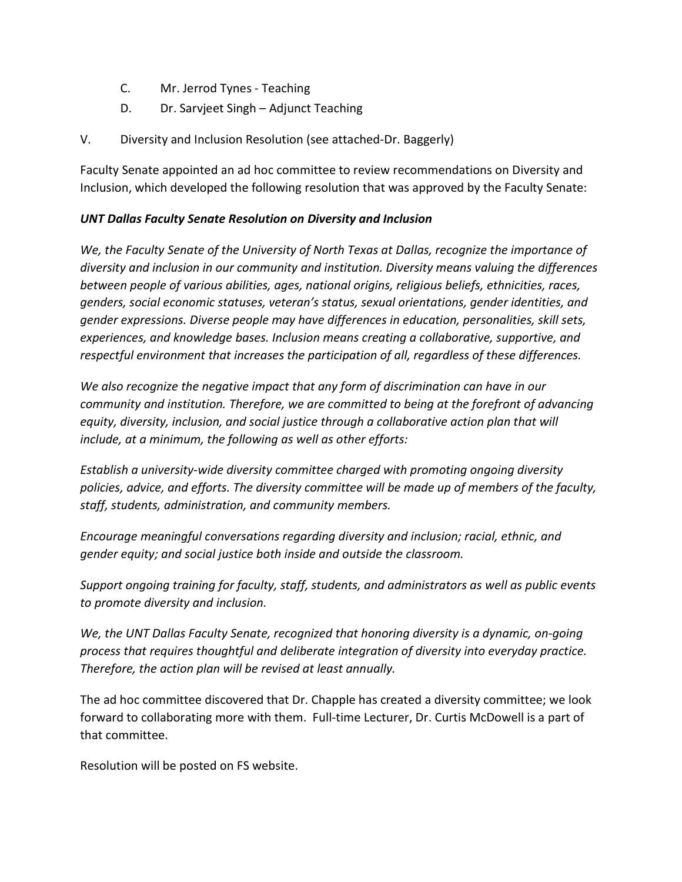C. Mr. Jerrod Tynes - Teaching

D. Dr. Sarvjeet Singh – Adjunct Teaching

V. Diversity and Inclusion Resolution (see attached-Dr. Baggerly)

Faculty Senate appointed an ad hoc committee to review recommendations on Diversity and Inclusion, which developed the following resolution that was approved by the Faculty Senate:

***UNT Dallas Faculty Senate Resolution on Diversity and Inclusion***

*We, the Faculty Senate of the University of North Texas at Dallas, recognize the importance of diversity and inclusion in our community and institution. Diversity means valuing the differences between people of various abilities, ages, national origins, religious beliefs, ethnicities, races, genders, social economic statuses, veteran's status, sexual orientations, gender identities, and gender expressions. Diverse people may have differences in education, personalities, skill sets, experiences, and knowledge bases. Inclusion means creating a collaborative, supportive, and respectful environment that increases the participation of all, regardless of these differences.*

*We also recognize the negative impact that any form of discrimination can have in our community and institution. Therefore, we are committed to being at the forefront of advancing equity, diversity, inclusion, and social justice through a collaborative action plan that will include, at a minimum, the following as well as other efforts:*

*Establish a university-wide diversity committee charged with promoting ongoing diversity policies, advice, and efforts. The diversity committee will be made up of members of the faculty, staff, students, administration, and community members.*

*Encourage meaningful conversations regarding diversity and inclusion; racial, ethnic, and gender equity; and social justice both inside and outside the classroom.*

*Support ongoing training for faculty, staff, students, and administrators as well as public events to promote diversity and inclusion.*

*We, the UNT Dallas Faculty Senate, recognized that honoring diversity is a dynamic, on-going process that requires thoughtful and deliberate integration of diversity into everyday practice. Therefore, the action plan will be revised at least annually.*

The ad hoc committee discovered that Dr. Chapple has created a diversity committee; we look forward to collaborating more with them. Full-time Lecturer, Dr. Curtis McDowell is a part of that committee.

Resolution will be posted on FS website.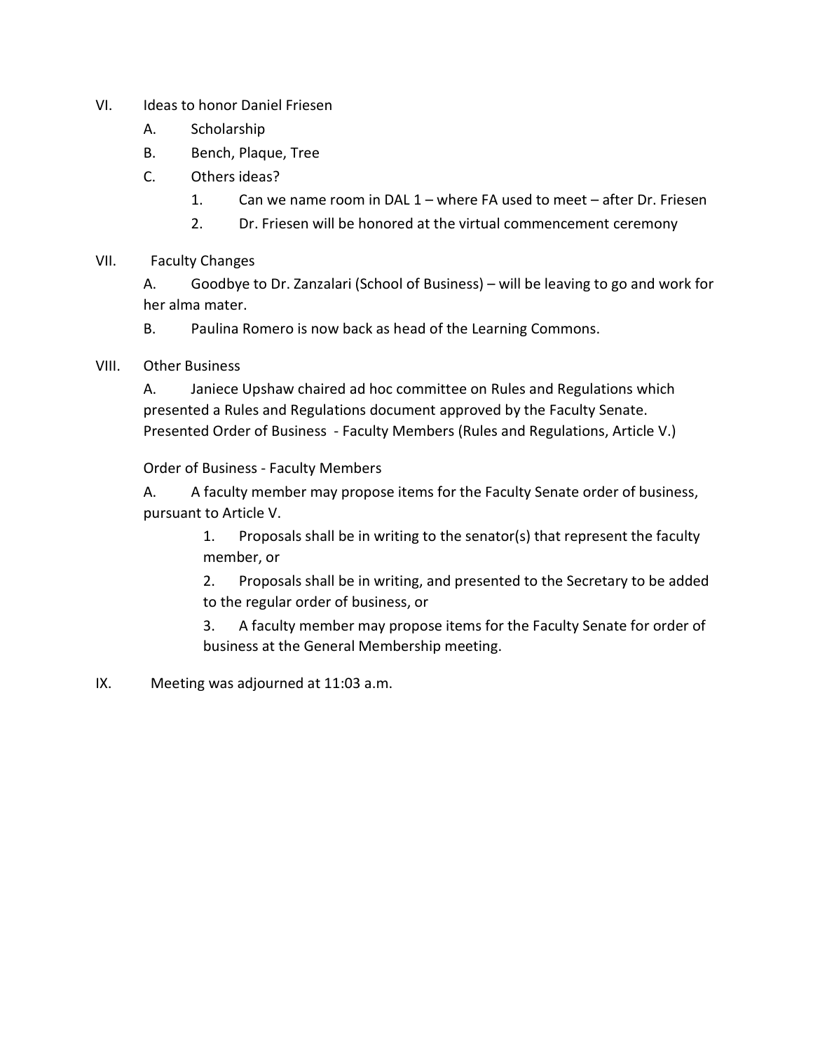VI. Ideas to honor Daniel Friesen

A. Scholarship

B. Bench, Plaque, Tree

C. Others ideas?

1. Can we name room in DAL 1 – where FA used to meet – after Dr. Friesen

2. Dr. Friesen will be honored at the virtual commencement ceremony

VII. Faculty Changes

A. Goodbye to Dr. Zanzalari (School of Business) – will be leaving to go and work for her alma mater.

B. Paulina Romero is now back as head of the Learning Commons.

VIII. Other Business

A. Janiece Upshaw chaired ad hoc committee on Rules and Regulations which presented a Rules and Regulations document approved by the Faculty Senate. Presented Order of Business - Faculty Members (Rules and Regulations, Article V.)

Order of Business - Faculty Members

A. A faculty member may propose items for the Faculty Senate order of business, pursuant to Article V.

1. Proposals shall be in writing to the senator(s) that represent the faculty member, or

2. Proposals shall be in writing, and presented to the Secretary to be added to the regular order of business, or

3. A faculty member may propose items for the Faculty Senate for order of business at the General Membership meeting.

IX. Meeting was adjourned at 11:03 a.m.